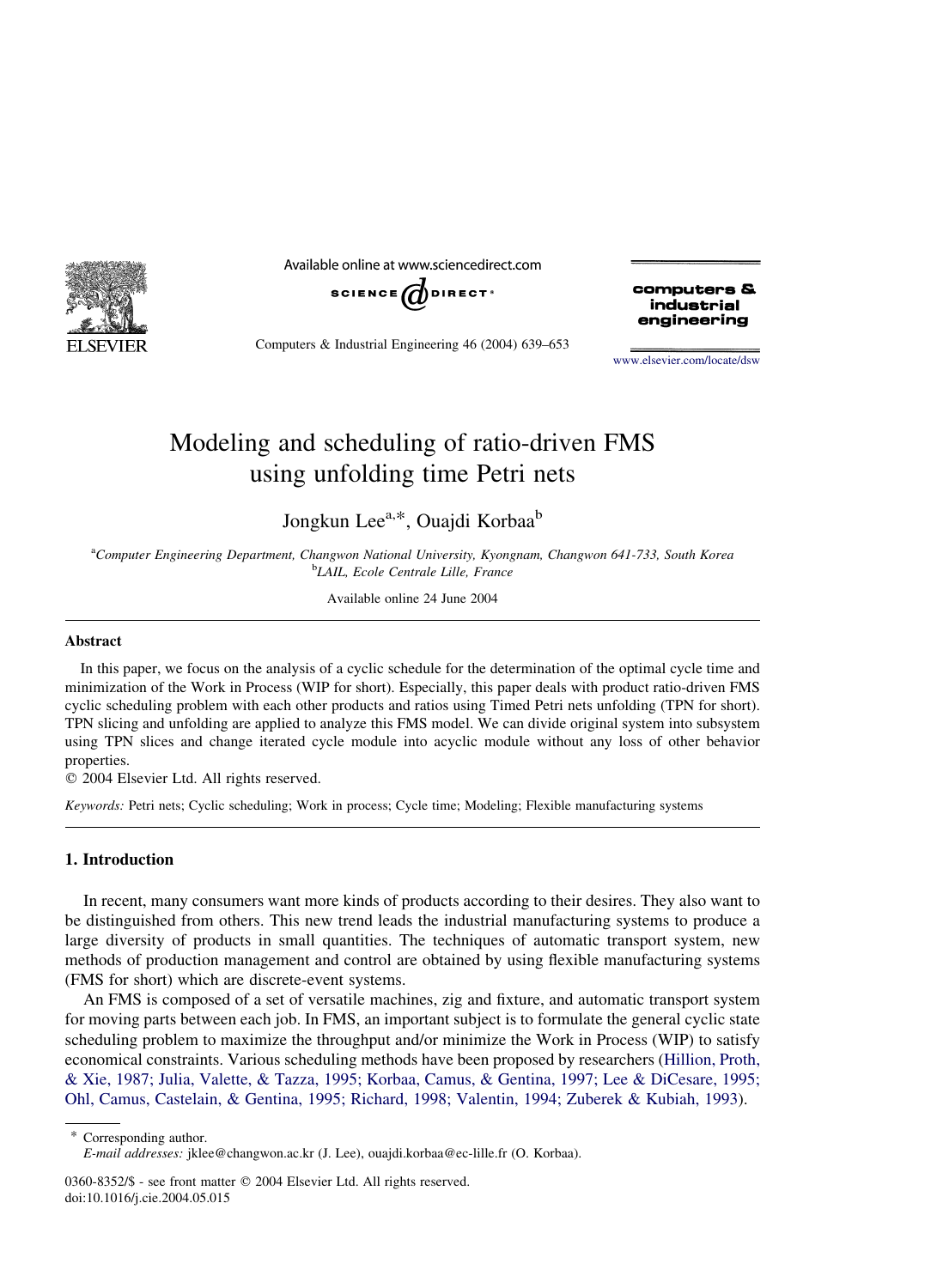# Modeling and scheduling of ratio-driven FMS using unfolding time Petri nets

Jongkun Lee[a,*], Ouajdi Korbaa[b]

[a]Computer Engineering Department, Changwon National University, Kyongnam, Changwon 641-733, South Korea
[b]LAIL, Ecole Centrale Lille, France

Available online 24 June 2004

## Abstract

In this paper, we focus on the analysis of a cyclic schedule for the determination of the optimal cycle time and minimization of the Work in Process (WIP for short). Especially, this paper deals with product ratio-driven FMS cyclic scheduling problem with each other products and ratios using Timed Petri nets unfolding (TPN for short). TPN slicing and unfolding are applied to analyze this FMS model. We can divide original system into subsystem using TPN slices and change iterated cycle module into acyclic module without any loss of other behavior properties.

© 2004 Elsevier Ltd. All rights reserved.

*Keywords:* Petri nets; Cyclic scheduling; Work in process; Cycle time; Modeling; Flexible manufacturing systems

## 1. Introduction

In recent, many consumers want more kinds of products according to their desires. They also want to be distinguished from others. This new trend leads the industrial manufacturing systems to produce a large diversity of products in small quantities. The techniques of automatic transport system, new methods of production management and control are obtained by using flexible manufacturing systems (FMS for short) which are discrete-event systems.

An FMS is composed of a set of versatile machines, zig and fixture, and automatic transport system for moving parts between each job. In FMS, an important subject is to formulate the general cyclic state scheduling problem to maximize the throughput and/or minimize the Work in Process (WIP) to satisfy economical constraints. Various scheduling methods have been proposed by researchers (Hillion, Proth, & Xie, 1987; Julia, Valette, & Tazza, 1995; Korbaa, Camus, & Gentina, 1997; Lee & DiCesare, 1995; Ohl, Camus, Castelain, & Gentina, 1995; Richard, 1998; Valentin, 1994; Zuberek & Kubiah, 1993).

\* Corresponding author.
*E-mail addresses:* jklee@changwon.ac.kr (J. Lee), ouajdi.korbaa@ec-lille.fr (O. Korbaa).

0360-8352/$ - see front matter © 2004 Elsevier Ltd. All rights reserved.
doi:10.1016/j.cie.2004.05.015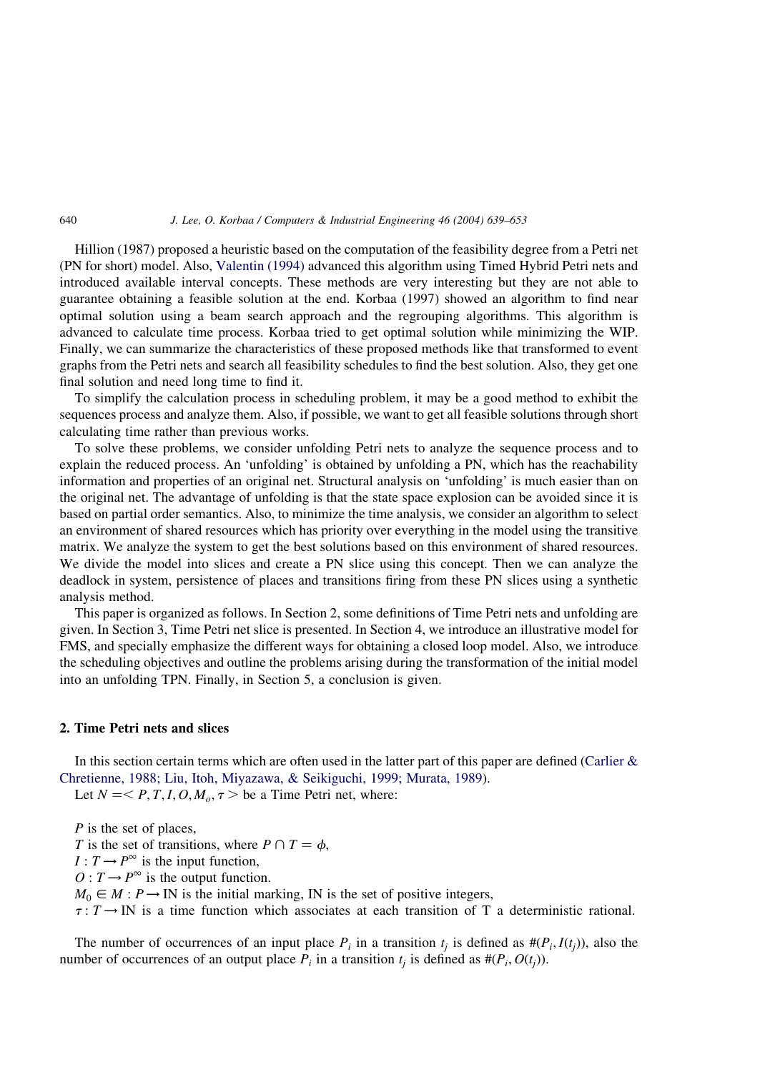Hillion (1987) proposed a heuristic based on the computation of the feasibility degree from a Petri net (PN for short) model. Also, Valentin (1994) advanced this algorithm using Timed Hybrid Petri nets and introduced available interval concepts. These methods are very interesting but they are not able to guarantee obtaining a feasible solution at the end. Korbaa (1997) showed an algorithm to find near optimal solution using a beam search approach and the regrouping algorithms. This algorithm is advanced to calculate time process. Korbaa tried to get optimal solution while minimizing the WIP. Finally, we can summarize the characteristics of these proposed methods like that transformed to event graphs from the Petri nets and search all feasibility schedules to find the best solution. Also, they get one final solution and need long time to find it.

To simplify the calculation process in scheduling problem, it may be a good method to exhibit the sequences process and analyze them. Also, if possible, we want to get all feasible solutions through short calculating time rather than previous works.

To solve these problems, we consider unfolding Petri nets to analyze the sequence process and to explain the reduced process. An 'unfolding' is obtained by unfolding a PN, which has the reachability information and properties of an original net. Structural analysis on 'unfolding' is much easier than on the original net. The advantage of unfolding is that the state space explosion can be avoided since it is based on partial order semantics. Also, to minimize the time analysis, we consider an algorithm to select an environment of shared resources which has priority over everything in the model using the transitive matrix. We analyze the system to get the best solutions based on this environment of shared resources. We divide the model into slices and create a PN slice using this concept. Then we can analyze the deadlock in system, persistence of places and transitions firing from these PN slices using a synthetic analysis method.

This paper is organized as follows. In Section 2, some definitions of Time Petri nets and unfolding are given. In Section 3, Time Petri net slice is presented. In Section 4, we introduce an illustrative model for FMS, and specially emphasize the different ways for obtaining a closed loop model. Also, we introduce the scheduling objectives and outline the problems arising during the transformation of the initial model into an unfolding TPN. Finally, in Section 5, a conclusion is given.

## 2. Time Petri nets and slices

In this section certain terms which are often used in the latter part of this paper are defined (Carlier & Chretienne, 1988; Liu, Itoh, Miyazawa, & Seikiguchi, 1999; Murata, 1989).

Let $N = < P, T, I, O, M_o, \tau >$ be a Time Petri net, where:

$P$ is the set of places,
$T$ is the set of transitions, where $P \cap T = \phi$,
$I : T \rightarrow P^{\infty}$ is the input function,
$O : T \rightarrow P^{\infty}$ is the output function.
$M_0 \in M : P \rightarrow \mathrm{IN}$ is the initial marking, IN is the set of positive integers,
$\tau : T \rightarrow \mathrm{IN}$ is a time function which associates at each transition of T a deterministic rational.

The number of occurrences of an input place $P_i$ in a transition $t_j$ is defined as $\#(P_i, I(t_j))$, also the number of occurrences of an output place $P_i$ in a transition $t_j$ is defined as $\#(P_i, O(t_j))$.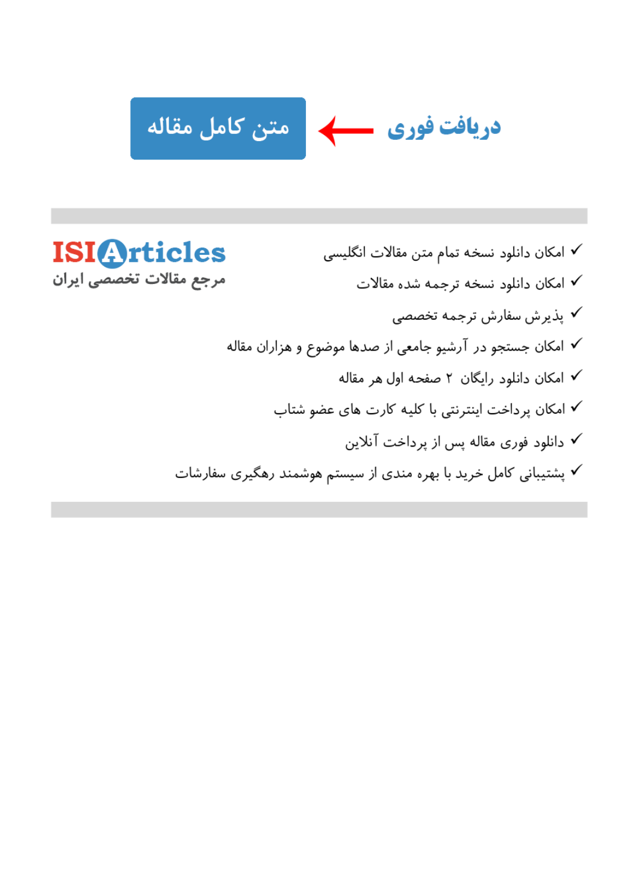دریافت فوری ← متن کامل مقاله

**ISIArticles**
مرجع مقالات تخصصی ایران

- ✓ امکان دانلود نسخه تمام متن مقالات انگلیسی
- ✓ امکان دانلود نسخه ترجمه شده مقالات
- ✓ پذیرش سفارش ترجمه تخصصی
- ✓ امکان جستجو در آرشیو جامعی از صدها موضوع و هزاران مقاله
- ✓ امکان دانلود رایگان ۲ صفحه اول هر مقاله
- ✓ امکان پرداخت اینترنتی با کلیه کارت های عضو شتاب
- ✓ دانلود فوری مقاله پس از پرداخت آنلاین
- ✓ پشتیبانی کامل خرید با بهره مندی از سیستم هوشمند رهگیری سفارشات